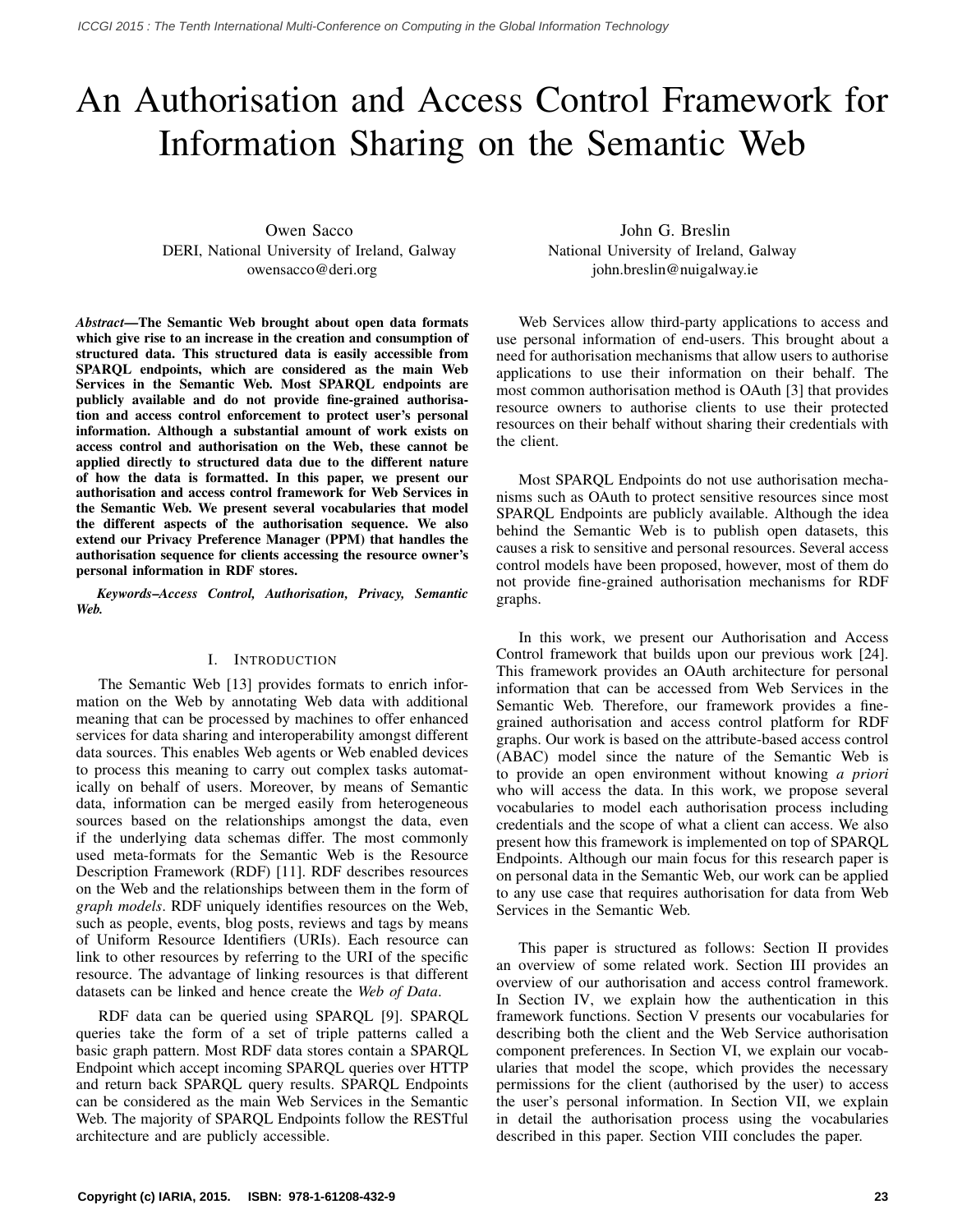# An Authorisation and Access Control Framework for Information Sharing on the Semantic Web

Owen Sacco
DERI, National University of Ireland, Galway
owensacco@deri.org

John G. Breslin
National University of Ireland, Galway
john.breslin@nuigalway.ie

***Abstract*—The Semantic Web brought about open data formats which give rise to an increase in the creation and consumption of structured data. This structured data is easily accessible from SPARQL endpoints, which are considered as the main Web Services in the Semantic Web. Most SPARQL endpoints are publicly available and do not provide fine-grained authorisation and access control enforcement to protect user's personal information. Although a substantial amount of work exists on access control and authorisation on the Web, these cannot be applied directly to structured data due to the different nature of how the data is formatted. In this paper, we present our authorisation and access control framework for Web Services in the Semantic Web. We present several vocabularies that model the different aspects of the authorisation sequence. We also extend our Privacy Preference Manager (PPM) that handles the authorisation sequence for clients accessing the resource owner's personal information in RDF stores.**

***Keywords*–*Access Control, Authorisation, Privacy, Semantic Web.***

## I. Introduction

The Semantic Web [13] provides formats to enrich information on the Web by annotating Web data with additional meaning that can be processed by machines to offer enhanced services for data sharing and interoperability amongst different data sources. This enables Web agents or Web enabled devices to process this meaning to carry out complex tasks automatically on behalf of users. Moreover, by means of Semantic data, information can be merged easily from heterogeneous sources based on the relationships amongst the data, even if the underlying data schemas differ. The most commonly used meta-formats for the Semantic Web is the Resource Description Framework (RDF) [11]. RDF describes resources on the Web and the relationships between them in the form of *graph models*. RDF uniquely identifies resources on the Web, such as people, events, blog posts, reviews and tags by means of Uniform Resource Identifiers (URIs). Each resource can link to other resources by referring to the URI of the specific resource. The advantage of linking resources is that different datasets can be linked and hence create the *Web of Data*.

RDF data can be queried using SPARQL [9]. SPARQL queries take the form of a set of triple patterns called a basic graph pattern. Most RDF data stores contain a SPARQL Endpoint which accept incoming SPARQL queries over HTTP and return back SPARQL query results. SPARQL Endpoints can be considered as the main Web Services in the Semantic Web. The majority of SPARQL Endpoints follow the RESTful architecture and are publicly accessible.

Web Services allow third-party applications to access and use personal information of end-users. This brought about a need for authorisation mechanisms that allow users to authorise applications to use their information on their behalf. The most common authorisation method is OAuth [3] that provides resource owners to authorise clients to use their protected resources on their behalf without sharing their credentials with the client.

Most SPARQL Endpoints do not use authorisation mechanisms such as OAuth to protect sensitive resources since most SPARQL Endpoints are publicly available. Although the idea behind the Semantic Web is to publish open datasets, this causes a risk to sensitive and personal resources. Several access control models have been proposed, however, most of them do not provide fine-grained authorisation mechanisms for RDF graphs.

In this work, we present our Authorisation and Access Control framework that builds upon our previous work [24]. This framework provides an OAuth architecture for personal information that can be accessed from Web Services in the Semantic Web. Therefore, our framework provides a fine-grained authorisation and access control platform for RDF graphs. Our work is based on the attribute-based access control (ABAC) model since the nature of the Semantic Web is to provide an open environment without knowing *a priori* who will access the data. In this work, we propose several vocabularies to model each authorisation process including credentials and the scope of what a client can access. We also present how this framework is implemented on top of SPARQL Endpoints. Although our main focus for this research paper is on personal data in the Semantic Web, our work can be applied to any use case that requires authorisation for data from Web Services in the Semantic Web.

This paper is structured as follows: Section II provides an overview of some related work. Section III provides an overview of our authorisation and access control framework. In Section IV, we explain how the authentication in this framework functions. Section V presents our vocabularies for describing both the client and the Web Service authorisation component preferences. In Section VI, we explain our vocabularies that model the scope, which provides the necessary permissions for the client (authorised by the user) to access the user's personal information. In Section VII, we explain in detail the authorisation process using the vocabularies described in this paper. Section VIII concludes the paper.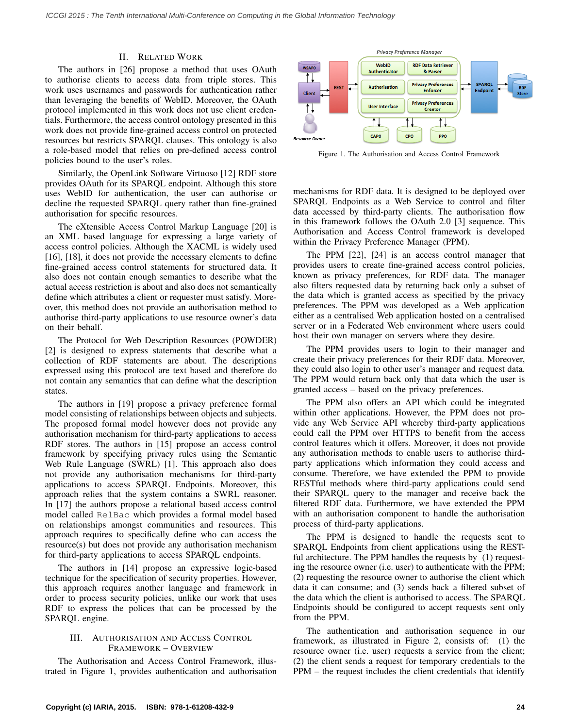## II. Related Work

The authors in [26] propose a method that uses OAuth to authorise clients to access data from triple stores. This work uses usernames and passwords for authentication rather than leveraging the benefits of WebID. Moreover, the OAuth protocol implemented in this work does not use client credentials. Furthermore, the access control ontology presented in this work does not provide fine-grained access control on protected resources but restricts SPARQL clauses. This ontology is also a role-based model that relies on pre-defined access control policies bound to the user's roles.

Similarly, the OpenLink Software Virtuoso [12] RDF store provides OAuth for its SPARQL endpoint. Although this store uses WebID for authentication, the user can authorise or decline the requested SPARQL query rather than fine-grained authorisation for specific resources.

The eXtensible Access Control Markup Language [20] is an XML based language for expressing a large variety of access control policies. Although the XACML is widely used [16], [18], it does not provide the necessary elements to define fine-grained access control statements for structured data. It also does not contain enough semantics to describe what the actual access restriction is about and also does not semantically define which attributes a client or requester must satisfy. Moreover, this method does not provide an authorisation method to authorise third-party applications to use resource owner's data on their behalf.

The Protocol for Web Description Resources (POWDER) [2] is designed to express statements that describe what a collection of RDF statements are about. The descriptions expressed using this protocol are text based and therefore do not contain any semantics that can define what the description states.

The authors in [19] propose a privacy preference formal model consisting of relationships between objects and subjects. The proposed formal model however does not provide any authorisation mechanism for third-party applications to access RDF stores. The authors in [15] propose an access control framework by specifying privacy rules using the Semantic Web Rule Language (SWRL) [1]. This approach also does not provide any authorisation mechanisms for third-party applications to access SPARQL Endpoints. Moreover, this approach relies that the system contains a SWRL reasoner. In [17] the authors propose a relational based access control model called `RelBac` which provides a formal model based on relationships amongst communities and resources. This approach requires to specifically define who can access the resource(s) but does not provide any authorisation mechanism for third-party applications to access SPARQL endpoints.

The authors in [14] propose an expressive logic-based technique for the specification of security properties. However, this approach requires another language and framework in order to process security policies, unlike our work that uses RDF to express the polices that can be processed by the SPARQL engine.

## III. Authorisation and Access Control Framework – Overview

The Authorisation and Access Control Framework, illustrated in Figure 1, provides authentication and authorisation mechanisms for RDF data. It is designed to be deployed over SPARQL Endpoints as a Web Service to control and filter data accessed by third-party clients. The authorisation flow in this framework follows the OAuth 2.0 [3] sequence. This Authorisation and Access Control framework is developed within the Privacy Preference Manager (PPM).

Figure 1. The Authorisation and Access Control Framework

The PPM [22], [24] is an access control manager that provides users to create fine-grained access control policies, known as privacy preferences, for RDF data. The manager also filters requested data by returning back only a subset of the data which is granted access as specified by the privacy preferences. The PPM was developed as a Web application either as a centralised Web application hosted on a centralised server or in a Federated Web environment where users could host their own manager on servers where they desire.

The PPM provides users to login to their manager and create their privacy preferences for their RDF data. Moreover, they could also login to other user's manager and request data. The PPM would return back only that data which the user is granted access – based on the privacy preferences.

The PPM also offers an API which could be integrated within other applications. However, the PPM does not provide any Web Service API whereby third-party applications could call the PPM over HTTPS to benefit from the access control features which it offers. Moreover, it does not provide any authorisation methods to enable users to authorise third-party applications which information they could access and consume. Therefore, we have extended the PPM to provide RESTful methods where third-party applications could send their SPARQL query to the manager and receive back the filtered RDF data. Furthermore, we have extended the PPM with an authorisation component to handle the authorisation process of third-party applications.

The PPM is designed to handle the requests sent to SPARQL Endpoints from client applications using the RESTful architecture. The PPM handles the requests by (1) requesting the resource owner (i.e. user) to authenticate with the PPM; (2) requesting the resource owner to authorise the client which data it can consume; and (3) sends back a filtered subset of the data which the client is authorised to access. The SPARQL Endpoints should be configured to accept requests sent only from the PPM.

The authentication and authorisation sequence in our framework, as illustrated in Figure 2, consists of: (1) the resource owner (i.e. user) requests a service from the client; (2) the client sends a request for temporary credentials to the PPM – the request includes the client credentials that identify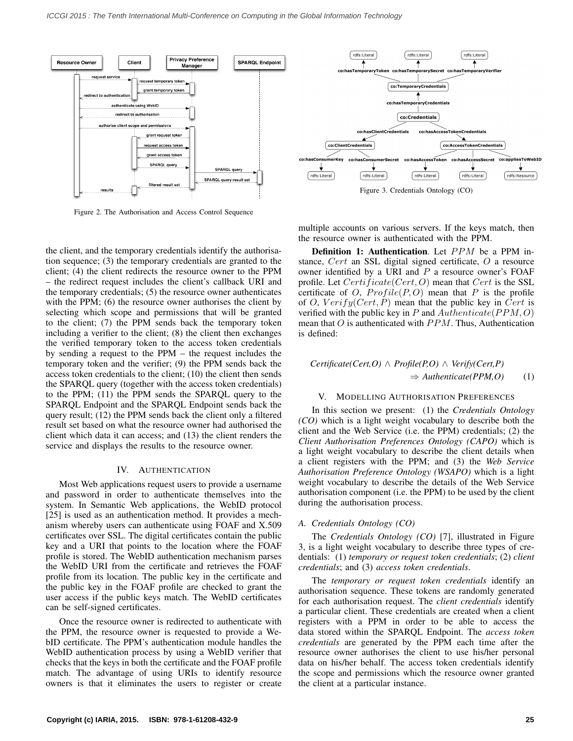Figure 2. The Authorisation and Access Control Sequence

Figure 3. Credentials Ontology (CO)

the client, and the temporary credentials identify the authorisation sequence; (3) the temporary credentials are granted to the client; (4) the client redirects the resource owner to the PPM – the redirect request includes the client's callback URI and the temporary credentials; (5) the resource owner authenticates with the PPM; (6) the resource owner authorises the client by selecting which scope and permissions that will be granted to the client; (7) the PPM sends back the temporary token including a verifier to the client; (8) the client then exchanges the verified temporary token to the access token credentials by sending a request to the PPM – the request includes the temporary token and the verifier; (9) the PPM sends back the access token credentials to the client; (10) the client then sends the SPARQL query (together with the access token credentials) to the PPM; (11) the PPM sends the SPARQL query to the SPARQL Endpoint and the SPARQL Endpoint sends back the query result; (12) the PPM sends back the client only a filtered result set based on what the resource owner had authorised the client which data it can access; and (13) the client renders the service and displays the results to the resource owner.

## IV. Authentication

Most Web applications request users to provide a username and password in order to authenticate themselves into the system. In Semantic Web applications, the WebID protocol [25] is used as an authentication method. It provides a mechanism whereby users can authenticate using FOAF and X.509 certificates over SSL. The digital certificates contain the public key and a URI that points to the location where the FOAF profile is stored. The WebID authentication mechanism parses the WebID URI from the certificate and retrieves the FOAF profile from its location. The public key in the certificate and the public key in the FOAF profile are checked to grant the user access if the public keys match. The WebID certificates can be self-signed certificates.

Once the resource owner is redirected to authenticate with the PPM, the resource owner is requested to provide a WebID certificate. The PPM's authentication module handles the WebID authentication process by using a WebID verifier that checks that the keys in both the certificate and the FOAF profile match. The advantage of using URIs to identify resource owners is that it eliminates the users to register or create multiple accounts on various servers. If the keys match, then the resource owner is authenticated with the PPM.

**Definition 1: Authentication**. Let $PPM$ be a PPM instance, $Cert$ an SSL digital signed certificate, $O$ a resource owner identified by a URI and $P$ a resource owner's FOAF profile. Let $Certificate(Cert, O)$ mean that $Cert$ is the SSL certificate of $O$, $Profile(P, O)$ mean that $P$ is the profile of $O$, $Verify(Cert, P)$ mean that the public key in $Cert$ is verified with the public key in $P$ and $Authenticate(PPM, O)$ mean that $O$ is authenticated with $PPM$. Thus, Authentication is defined:

$$\textit{Certificate(Cert,O)} \wedge \textit{Profile(P,O)} \wedge \textit{Verify(Cert,P)} \Rightarrow \textit{Authenticate(PPM,O)} \qquad (1)$$

## V. Modelling Authorisation Preferences

In this section we present: (1) the *Credentials Ontology (CO)* which is a light weight vocabulary to describe both the client and the Web Service (i.e. the PPM) credentials; (2) the *Client Authorisation Preferences Ontology (CAPO)* which is a light weight vocabulary to describe the client details when a client registers with the PPM; and (3) the *Web Service Authorisation Preference Ontology (WSAPO)* which is a light weight vocabulary to describe the details of the Web Service authorisation component (i.e. the PPM) to be used by the client during the authorisation process.

### A. Credentials Ontology (CO)

The *Credentials Ontology (CO)* [7], illustrated in Figure 3, is a light weight vocabulary to describe three types of credentials: (1) *temporary or request token credentials*; (2) *client credentials*; and (3) *access token credentials*.

The *temporary or request token credentials* identify an authorisation sequence. These tokens are randomly generated for each authorisation request. The *client credentials* identify a particular client. These credentials are created when a client registers with a PPM in order to be able to access the data stored within the SPARQL Endpoint. The *access token credentials* are generated by the PPM each time after the resource owner authorises the client to use his/her personal data on his/her behalf. The access token credentials identify the scope and permissions which the resource owner granted the client at a particular instance.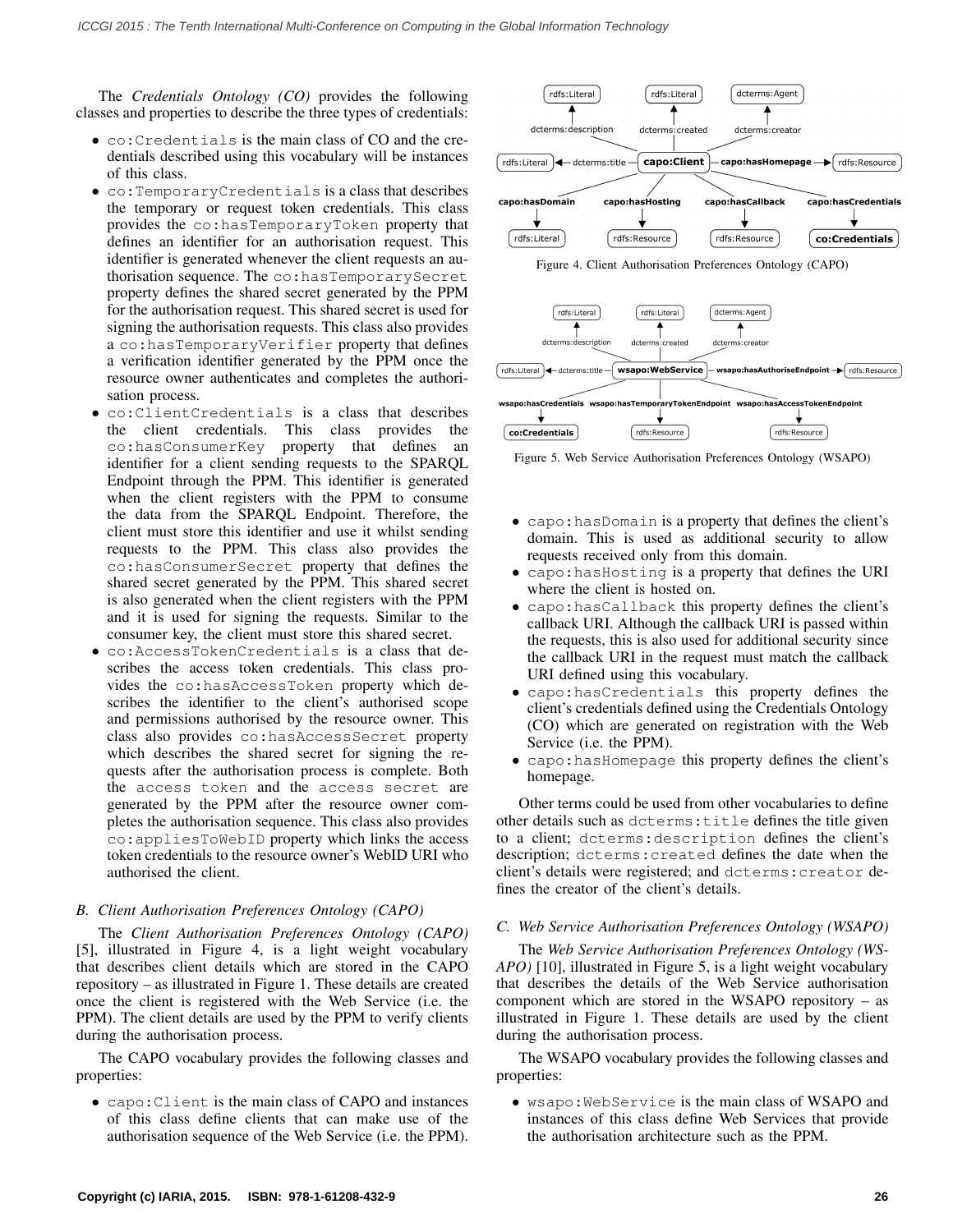The *Credentials Ontology (CO)* provides the following classes and properties to describe the three types of credentials:

- `co:Credentials` is the main class of CO and the credentials described using this vocabulary will be instances of this class.
- `co:TemporaryCredentials` is a class that describes the temporary or request token credentials. This class provides the `co:hasTemporaryToken` property that defines an identifier for an authorisation request. This identifier is generated whenever the client requests an authorisation sequence. The `co:hasTemporarySecret` property defines the shared secret generated by the PPM for the authorisation request. This shared secret is used for signing the authorisation requests. This class also provides a `co:hasTemporaryVerifier` property that defines a verification identifier generated by the PPM once the resource owner authenticates and completes the authorisation process.
- `co:ClientCredentials` is a class that describes the client credentials. This class provides the `co:hasConsumerKey` property that defines an identifier for a client sending requests to the SPARQL Endpoint through the PPM. This identifier is generated when the client registers with the PPM to consume the data from the SPARQL Endpoint. Therefore, the client must store this identifier and use it whilst sending requests to the PPM. This class also provides the `co:hasConsumerSecret` property that defines the shared secret generated by the PPM. This shared secret is also generated when the client registers with the PPM and it is used for signing the requests. Similar to the consumer key, the client must store this shared secret.
- `co:AccessTokenCredentials` is a class that describes the access token credentials. This class provides the `co:hasAccessToken` property which describes the identifier to the client's authorised scope and permissions authorised by the resource owner. This class also provides `co:hasAccessSecret` property which describes the shared secret for signing the requests after the authorisation process is complete. Both the `access token` and the `access secret` are generated by the PPM after the resource owner completes the authorisation sequence. This class also provides `co:appliesToWebID` property which links the access token credentials to the resource owner's WebID URI who authorised the client.

### B. Client Authorisation Preferences Ontology (CAPO)

The *Client Authorisation Preferences Ontology (CAPO)* [5], illustrated in Figure 4, is a light weight vocabulary that describes client details which are stored in the CAPO repository – as illustrated in Figure 1. These details are created once the client is registered with the Web Service (i.e. the PPM). The client details are used by the PPM to verify clients during the authorisation process.

The CAPO vocabulary provides the following classes and properties:

- `capo:Client` is the main class of CAPO and instances of this class define clients that can make use of the authorisation sequence of the Web Service (i.e. the PPM).

Figure 4. Client Authorisation Preferences Ontology (CAPO)

Figure 5. Web Service Authorisation Preferences Ontology (WSAPO)

- `capo:hasDomain` is a property that defines the client's domain. This is used as additional security to allow requests received only from this domain.
- `capo:hasHosting` is a property that defines the URI where the client is hosted on.
- `capo:hasCallback` this property defines the client's callback URI. Although the callback URI is passed within the requests, this is also used for additional security since the callback URI in the request must match the callback URI defined using this vocabulary.
- `capo:hasCredentials` this property defines the client's credentials defined using the Credentials Ontology (CO) which are generated on registration with the Web Service (i.e. the PPM).
- `capo:hasHomepage` this property defines the client's homepage.

Other terms could be used from other vocabularies to define other details such as `dcterms:title` defines the title given to a client; `dcterms:description` defines the client's description; `dcterms:created` defines the date when the client's details were registered; and `dcterms:creator` defines the creator of the client's details.

### C. Web Service Authorisation Preferences Ontology (WSAPO)

The *Web Service Authorisation Preferences Ontology (WSAPO)* [10], illustrated in Figure 5, is a light weight vocabulary that describes the details of the Web Service authorisation component which are stored in the WSAPO repository – as illustrated in Figure 1. These details are used by the client during the authorisation process.

The WSAPO vocabulary provides the following classes and properties:

- `wsapo:WebService` is the main class of WSAPO and instances of this class define Web Services that provide the authorisation architecture such as the PPM.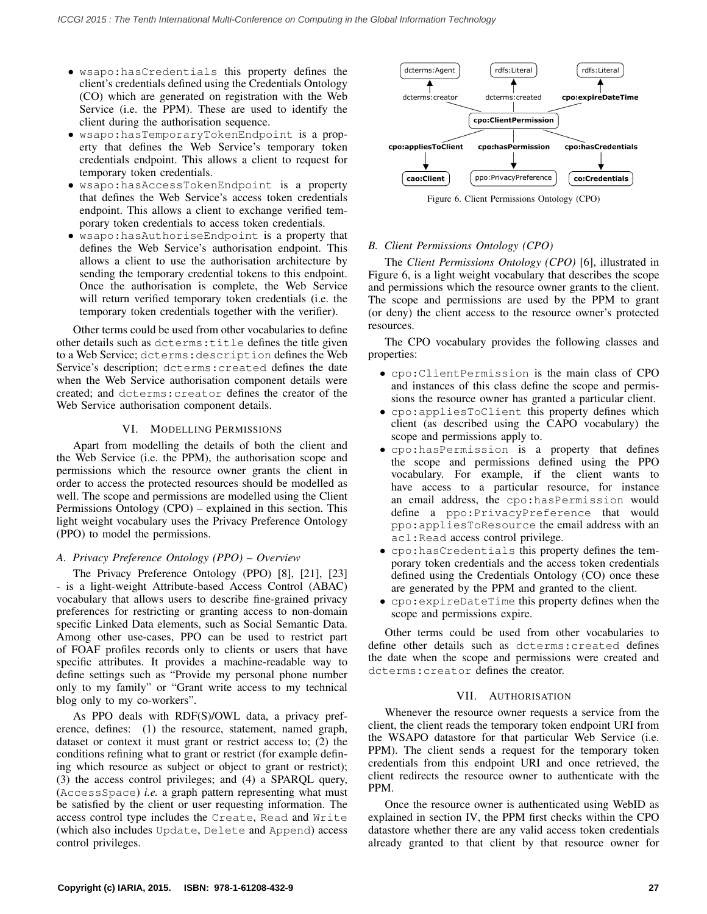- wsapo:hasCredentials this property defines the client's credentials defined using the Credentials Ontology (CO) which are generated on registration with the Web Service (i.e. the PPM). These are used to identify the client during the authorisation sequence.
- wsapo:hasTemporaryTokenEndpoint is a property that defines the Web Service's temporary token credentials endpoint. This allows a client to request for temporary token credentials.
- wsapo:hasAccessTokenEndpoint is a property that defines the Web Service's access token credentials endpoint. This allows a client to exchange verified temporary token credentials to access token credentials.
- wsapo:hasAuthoriseEndpoint is a property that defines the Web Service's authorisation endpoint. This allows a client to use the authorisation architecture by sending the temporary credential tokens to this endpoint. Once the authorisation is complete, the Web Service will return verified temporary token credentials (i.e. the temporary token credentials together with the verifier).

Other terms could be used from other vocabularies to define other details such as dcterms:title defines the title given to a Web Service; dcterms:description defines the Web Service's description; dcterms:created defines the date when the Web Service authorisation component details were created; and dcterms:creator defines the creator of the Web Service authorisation component details.

## VI. Modelling Permissions

Apart from modelling the details of both the client and the Web Service (i.e. the PPM), the authorisation scope and permissions which the resource owner grants the client in order to access the protected resources should be modelled as well. The scope and permissions are modelled using the Client Permissions Ontology (CPO) – explained in this section. This light weight vocabulary uses the Privacy Preference Ontology (PPO) to model the permissions.

### A. Privacy Preference Ontology (PPO) – Overview

The Privacy Preference Ontology (PPO) [8], [21], [23] - is a light-weight Attribute-based Access Control (ABAC) vocabulary that allows users to describe fine-grained privacy preferences for restricting or granting access to non-domain specific Linked Data elements, such as Social Semantic Data. Among other use-cases, PPO can be used to restrict part of FOAF profiles records only to clients or users that have specific attributes. It provides a machine-readable way to define settings such as "Provide my personal phone number only to my family" or "Grant write access to my technical blog only to my co-workers".

As PPO deals with RDF(S)/OWL data, a privacy preference, defines: (1) the resource, statement, named graph, dataset or context it must grant or restrict access to; (2) the conditions refining what to grant or restrict (for example defining which resource as subject or object to grant or restrict); (3) the access control privileges; and (4) a SPARQL query, (AccessSpace) *i.e.* a graph pattern representing what must be satisfied by the client or user requesting information. The access control type includes the Create, Read and Write (which also includes Update, Delete and Append) access control privileges.

Figure 6. Client Permissions Ontology (CPO)

### B. Client Permissions Ontology (CPO)

The *Client Permissions Ontology (CPO)* [6], illustrated in Figure 6, is a light weight vocabulary that describes the scope and permissions which the resource owner grants to the client. The scope and permissions are used by the PPM to grant (or deny) the client access to the resource owner's protected resources.

The CPO vocabulary provides the following classes and properties:

- cpo:ClientPermission is the main class of CPO and instances of this class define the scope and permissions the resource owner has granted a particular client.
- cpo:appliesToClient this property defines which client (as described using the CAPO vocabulary) the scope and permissions apply to.
- cpo:hasPermission is a property that defines the scope and permissions defined using the PPO vocabulary. For example, if the client wants to have access to a particular resource, for instance an email address, the cpo:hasPermission would define a ppo:PrivacyPreference that would ppo:appliesToResource the email address with an acl:Read access control privilege.
- cpo:hasCredentials this property defines the temporary token credentials and the access token credentials defined using the Credentials Ontology (CO) once these are generated by the PPM and granted to the client.
- cpo:expireDateTime this property defines when the scope and permissions expire.

Other terms could be used from other vocabularies to define other details such as dcterms:created defines the date when the scope and permissions were created and dcterms:creator defines the creator.

## VII. Authorisation

Whenever the resource owner requests a service from the client, the client reads the temporary token endpoint URI from the WSAPO datastore for that particular Web Service (i.e. PPM). The client sends a request for the temporary token credentials from this endpoint URI and once retrieved, the client redirects the resource owner to authenticate with the PPM.

Once the resource owner is authenticated using WebID as explained in section IV, the PPM first checks within the CPO datastore whether there are any valid access token credentials already granted to that client by that resource owner for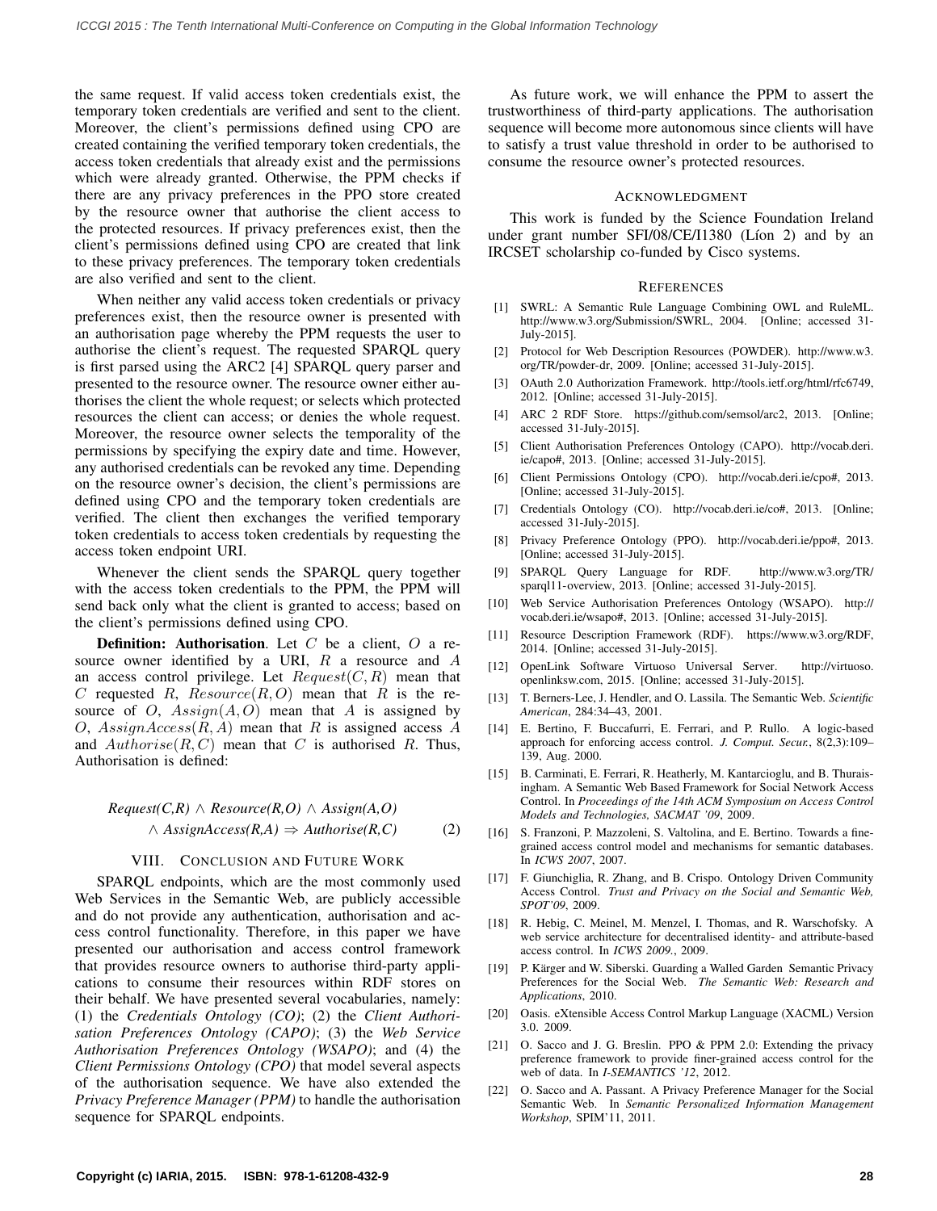the same request. If valid access token credentials exist, the temporary token credentials are verified and sent to the client. Moreover, the client's permissions defined using CPO are created containing the verified temporary token credentials, the access token credentials that already exist and the permissions which were already granted. Otherwise, the PPM checks if there are any privacy preferences in the PPO store created by the resource owner that authorise the client access to the protected resources. If privacy preferences exist, then the client's permissions defined using CPO are created that link to these privacy preferences. The temporary token credentials are also verified and sent to the client.

When neither any valid access token credentials or privacy preferences exist, then the resource owner is presented with an authorisation page whereby the PPM requests the user to authorise the client's request. The requested SPARQL query is first parsed using the ARC2 [4] SPARQL query parser and presented to the resource owner. The resource owner either authorises the client the whole request; or selects which protected resources the client can access; or denies the whole request. Moreover, the resource owner selects the temporality of the permissions by specifying the expiry date and time. However, any authorised credentials can be revoked any time. Depending on the resource owner's decision, the client's permissions are defined using CPO and the temporary token credentials are verified. The client then exchanges the verified temporary token credentials to access token credentials by requesting the access token endpoint URI.

Whenever the client sends the SPARQL query together with the access token credentials to the PPM, the PPM will send back only what the client is granted to access; based on the client's permissions defined using CPO.

**Definition: Authorisation**. Let $C$ be a client, $O$ a resource owner identified by a URI, $R$ a resource and $A$ an access control privilege. Let $Request(C, R)$ mean that $C$ requested $R$, $Resource(R, O)$ mean that $R$ is the resource of $O$, $Assign(A, O)$ mean that $A$ is assigned by $O$, $AssignAccess(R, A)$ mean that $R$ is assigned access $A$ and $Authorise(R, C)$ mean that $C$ is authorised $R$. Thus, Authorisation is defined:

$$Request(C,R) \wedge Resource(R,O) \wedge Assign(A,O) \wedge AssignAccess(R,A) \Rightarrow Authorise(R,C) \quad (2)$$

## VIII. Conclusion and Future Work

SPARQL endpoints, which are the most commonly used Web Services in the Semantic Web, are publicly accessible and do not provide any authentication, authorisation and access control functionality. Therefore, in this paper we have presented our authorisation and access control framework that provides resource owners to authorise third-party applications to consume their resources within RDF stores on their behalf. We have presented several vocabularies, namely: (1) the *Credentials Ontology (CO)*; (2) the *Client Authorisation Preferences Ontology (CAPO)*; (3) the *Web Service Authorisation Preferences Ontology (WSAPO)*; and (4) the *Client Permissions Ontology (CPO)* that model several aspects of the authorisation sequence. We have also extended the *Privacy Preference Manager (PPM)* to handle the authorisation sequence for SPARQL endpoints.

As future work, we will enhance the PPM to assert the trustworthiness of third-party applications. The authorisation sequence will become more autonomous since clients will have to satisfy a trust value threshold in order to be authorised to consume the resource owner's protected resources.

## Acknowledgment

This work is funded by the Science Foundation Ireland under grant number SFI/08/CE/I1380 (Líon 2) and by an IRCSET scholarship co-funded by Cisco systems.

## References

[1] SWRL: A Semantic Rule Language Combining OWL and RuleML. http://www.w3.org/Submission/SWRL, 2004. [Online; accessed 31-July-2015].

[2] Protocol for Web Description Resources (POWDER). http://www.w3.org/TR/powder-dr, 2009. [Online; accessed 31-July-2015].

[3] OAuth 2.0 Authorization Framework. http://tools.ietf.org/html/rfc6749, 2012. [Online; accessed 31-July-2015].

[4] ARC 2 RDF Store. https://github.com/semsol/arc2, 2013. [Online; accessed 31-July-2015].

[5] Client Authorisation Preferences Ontology (CAPO). http://vocab.deri.ie/capo#, 2013. [Online; accessed 31-July-2015].

[6] Client Permissions Ontology (CPO). http://vocab.deri.ie/cpo#, 2013. [Online; accessed 31-July-2015].

[7] Credentials Ontology (CO). http://vocab.deri.ie/co#, 2013. [Online; accessed 31-July-2015].

[8] Privacy Preference Ontology (PPO). http://vocab.deri.ie/ppo#, 2013. [Online; accessed 31-July-2015].

[9] SPARQL Query Language for RDF. http://www.w3.org/TR/sparql11-overview, 2013. [Online; accessed 31-July-2015].

[10] Web Service Authorisation Preferences Ontology (WSAPO). http://vocab.deri.ie/wsapo#, 2013. [Online; accessed 31-July-2015].

[11] Resource Description Framework (RDF). https://www.w3.org/RDF, 2014. [Online; accessed 31-July-2015].

[12] OpenLink Software Virtuoso Universal Server. http://virtuoso.openlinksw.com, 2015. [Online; accessed 31-July-2015].

[13] T. Berners-Lee, J. Hendler, and O. Lassila. The Semantic Web. *Scientific American*, 284:34–43, 2001.

[14] E. Bertino, F. Buccafurri, E. Ferrari, and P. Rullo. A logic-based approach for enforcing access control. *J. Comput. Secur.*, 8(2,3):109–139, Aug. 2000.

[15] B. Carminati, E. Ferrari, R. Heatherly, M. Kantarcioglu, and B. Thuraisingham. A Semantic Web Based Framework for Social Network Access Control. In *Proceedings of the 14th ACM Symposium on Access Control Models and Technologies, SACMAT '09*, 2009.

[16] S. Franzoni, P. Mazzoleni, S. Valtolina, and E. Bertino. Towards a fine-grained access control model and mechanisms for semantic databases. In *ICWS 2007*, 2007.

[17] F. Giunchiglia, R. Zhang, and B. Crispo. Ontology Driven Community Access Control. *Trust and Privacy on the Social and Semantic Web, SPOT'09*, 2009.

[18] R. Hebig, C. Meinel, M. Menzel, I. Thomas, and R. Warschofsky. A web service architecture for decentralised identity- and attribute-based access control. In *ICWS 2009.*, 2009.

[19] P. Kärger and W. Siberski. Guarding a Walled Garden Semantic Privacy Preferences for the Social Web. *The Semantic Web: Research and Applications*, 2010.

[20] Oasis. eXtensible Access Control Markup Language (XACML) Version 3.0. 2009.

[21] O. Sacco and J. G. Breslin. PPO & PPM 2.0: Extending the privacy preference framework to provide finer-grained access control for the web of data. In *I-SEMANTICS '12*, 2012.

[22] O. Sacco and A. Passant. A Privacy Preference Manager for the Social Semantic Web. In *Semantic Personalized Information Management Workshop*, SPIM'11, 2011.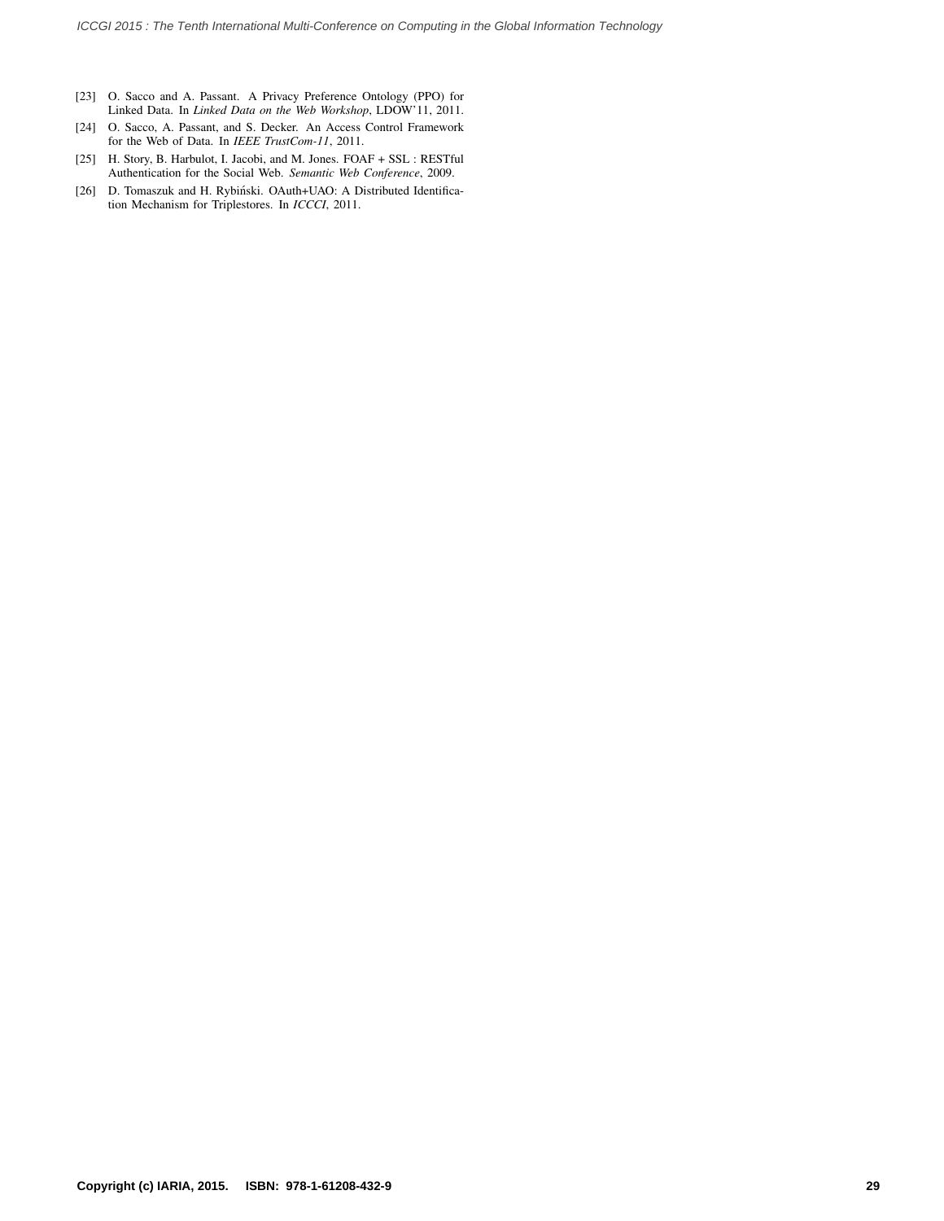[23] O. Sacco and A. Passant. A Privacy Preference Ontology (PPO) for Linked Data. In *Linked Data on the Web Workshop*, LDOW'11, 2011.

[24] O. Sacco, A. Passant, and S. Decker. An Access Control Framework for the Web of Data. In *IEEE TrustCom-11*, 2011.

[25] H. Story, B. Harbulot, I. Jacobi, and M. Jones. FOAF + SSL : RESTful Authentication for the Social Web. *Semantic Web Conference*, 2009.

[26] D. Tomaszuk and H. Rybiński. OAuth+UAO: A Distributed Identification Mechanism for Triplestores. In *ICCCI*, 2011.